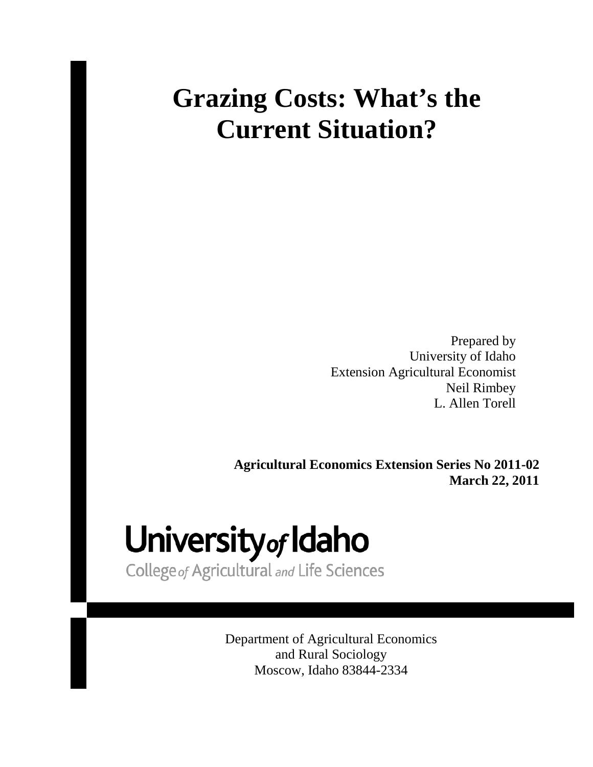# Grazing Costs: What's the Current Situation?

Prepared by  
University of Idaho  
Extension Agricultural Economist  
Neil Rimbey  
L. Allen Torell

**Agricultural Economics Extension Series No 2011-02**  
**March 22, 2011**

University of Idaho  
College of Agricultural and Life Sciences

Department of Agricultural Economics  
and Rural Sociology  
Moscow, Idaho 83844-2334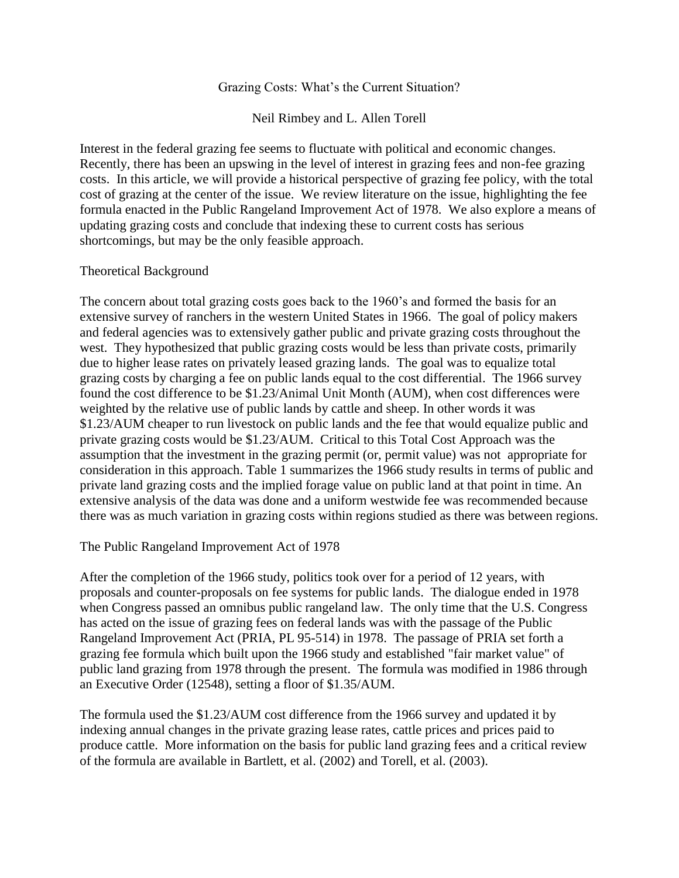# Grazing Costs: What's the Current Situation?

Neil Rimbey and L. Allen Torell

Interest in the federal grazing fee seems to fluctuate with political and economic changes. Recently, there has been an upswing in the level of interest in grazing fees and non-fee grazing costs. In this article, we will provide a historical perspective of grazing fee policy, with the total cost of grazing at the center of the issue. We review literature on the issue, highlighting the fee formula enacted in the Public Rangeland Improvement Act of 1978. We also explore a means of updating grazing costs and conclude that indexing these to current costs has serious shortcomings, but may be the only feasible approach.

## Theoretical Background

The concern about total grazing costs goes back to the 1960's and formed the basis for an extensive survey of ranchers in the western United States in 1966. The goal of policy makers and federal agencies was to extensively gather public and private grazing costs throughout the west. They hypothesized that public grazing costs would be less than private costs, primarily due to higher lease rates on privately leased grazing lands. The goal was to equalize total grazing costs by charging a fee on public lands equal to the cost differential. The 1966 survey found the cost difference to be $1.23/Animal Unit Month (AUM), when cost differences were weighted by the relative use of public lands by cattle and sheep. In other words it was $1.23/AUM cheaper to run livestock on public lands and the fee that would equalize public and private grazing costs would be $1.23/AUM. Critical to this Total Cost Approach was the assumption that the investment in the grazing permit (or, permit value) was not appropriate for consideration in this approach. Table 1 summarizes the 1966 study results in terms of public and private land grazing costs and the implied forage value on public land at that point in time. An extensive analysis of the data was done and a uniform westwide fee was recommended because there was as much variation in grazing costs within regions studied as there was between regions.

## The Public Rangeland Improvement Act of 1978

After the completion of the 1966 study, politics took over for a period of 12 years, with proposals and counter-proposals on fee systems for public lands. The dialogue ended in 1978 when Congress passed an omnibus public rangeland law. The only time that the U.S. Congress has acted on the issue of grazing fees on federal lands was with the passage of the Public Rangeland Improvement Act (PRIA, PL 95-514) in 1978. The passage of PRIA set forth a grazing fee formula which built upon the 1966 study and established "fair market value" of public land grazing from 1978 through the present. The formula was modified in 1986 through an Executive Order (12548), setting a floor of $1.35/AUM.

The formula used the $1.23/AUM cost difference from the 1966 survey and updated it by indexing annual changes in the private grazing lease rates, cattle prices and prices paid to produce cattle. More information on the basis for public land grazing fees and a critical review of the formula are available in Bartlett, et al. (2002) and Torell, et al. (2003).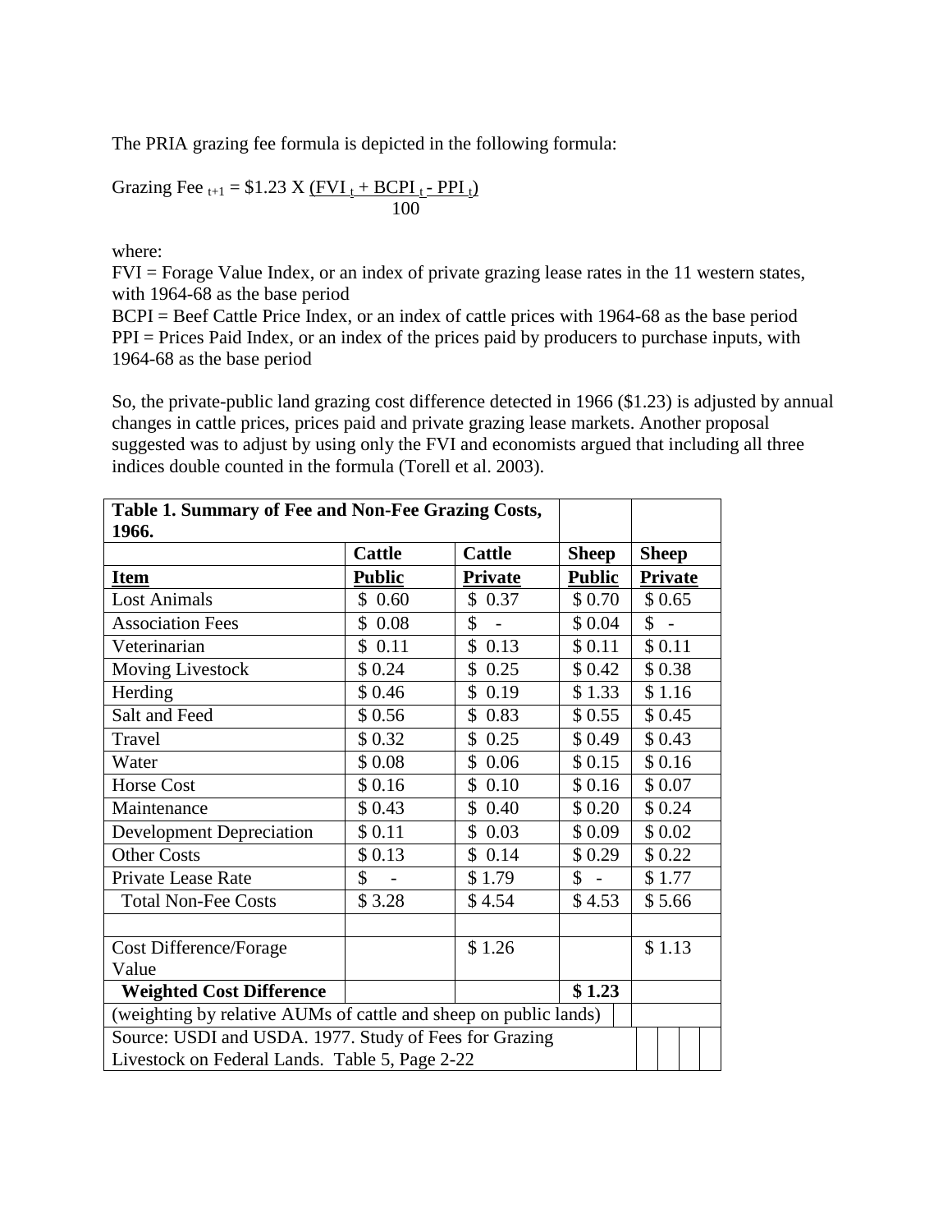The PRIA grazing fee formula is depicted in the following formula:

$$\text{Grazing Fee}_{t+1} = \$1.23 \times \frac{(FVI_t + BCPI_t - PPI_t)}{100}$$

where:

FVI = Forage Value Index, or an index of private grazing lease rates in the 11 western states, with 1964-68 as the base period

BCPI = Beef Cattle Price Index, or an index of cattle prices with 1964-68 as the base period

PPI = Prices Paid Index, or an index of the prices paid by producers to purchase inputs, with 1964-68 as the base period

So, the private-public land grazing cost difference detected in 1966 ($1.23) is adjusted by annual changes in cattle prices, prices paid and private grazing lease markets. Another proposal suggested was to adjust by using only the FVI and economists argued that including all three indices double counted in the formula (Torell et al. 2003).

| **Table 1. Summary of Fee and Non-Fee Grazing Costs, 1966.** | | | | |
|---|---|---|---|---|
| | **Cattle** | **Cattle** | **Sheep** | **Sheep** |
| **Item** | **Public** | **Private** | **Public** | **Private** |
| Lost Animals | $ 0.60 | $ 0.37 | $ 0.70 | $ 0.65 |
| Association Fees | $ 0.08 | $ - | $ 0.04 | $ - |
| Veterinarian | $ 0.11 | $ 0.13 | $ 0.11 | $ 0.11 |
| Moving Livestock | $ 0.24 | $ 0.25 | $ 0.42 | $ 0.38 |
| Herding | $ 0.46 | $ 0.19 | $ 1.33 | $ 1.16 |
| Salt and Feed | $ 0.56 | $ 0.83 | $ 0.55 | $ 0.45 |
| Travel | $ 0.32 | $ 0.25 | $ 0.49 | $ 0.43 |
| Water | $ 0.08 | $ 0.06 | $ 0.15 | $ 0.16 |
| Horse Cost | $ 0.16 | $ 0.10 | $ 0.16 | $ 0.07 |
| Maintenance | $ 0.43 | $ 0.40 | $ 0.20 | $ 0.24 |
| Development Depreciation | $ 0.11 | $ 0.03 | $ 0.09 | $ 0.02 |
| Other Costs | $ 0.13 | $ 0.14 | $ 0.29 | $ 0.22 |
| Private Lease Rate | $ - | $ 1.79 | $ - | $ 1.77 |
| Total Non-Fee Costs | $ 3.28 | $ 4.54 | $ 4.53 | $ 5.66 |
| | | | | |
| Cost Difference/Forage Value | | $ 1.26 | | $ 1.13 |
| **Weighted Cost Difference** | | | **$ 1.23** | |
| (weighting by relative AUMs of cattle and sheep on public lands) | | | | |
| Source: USDI and USDA. 1977. Study of Fees for Grazing Livestock on Federal Lands. Table 5, Page 2-22 | | | | |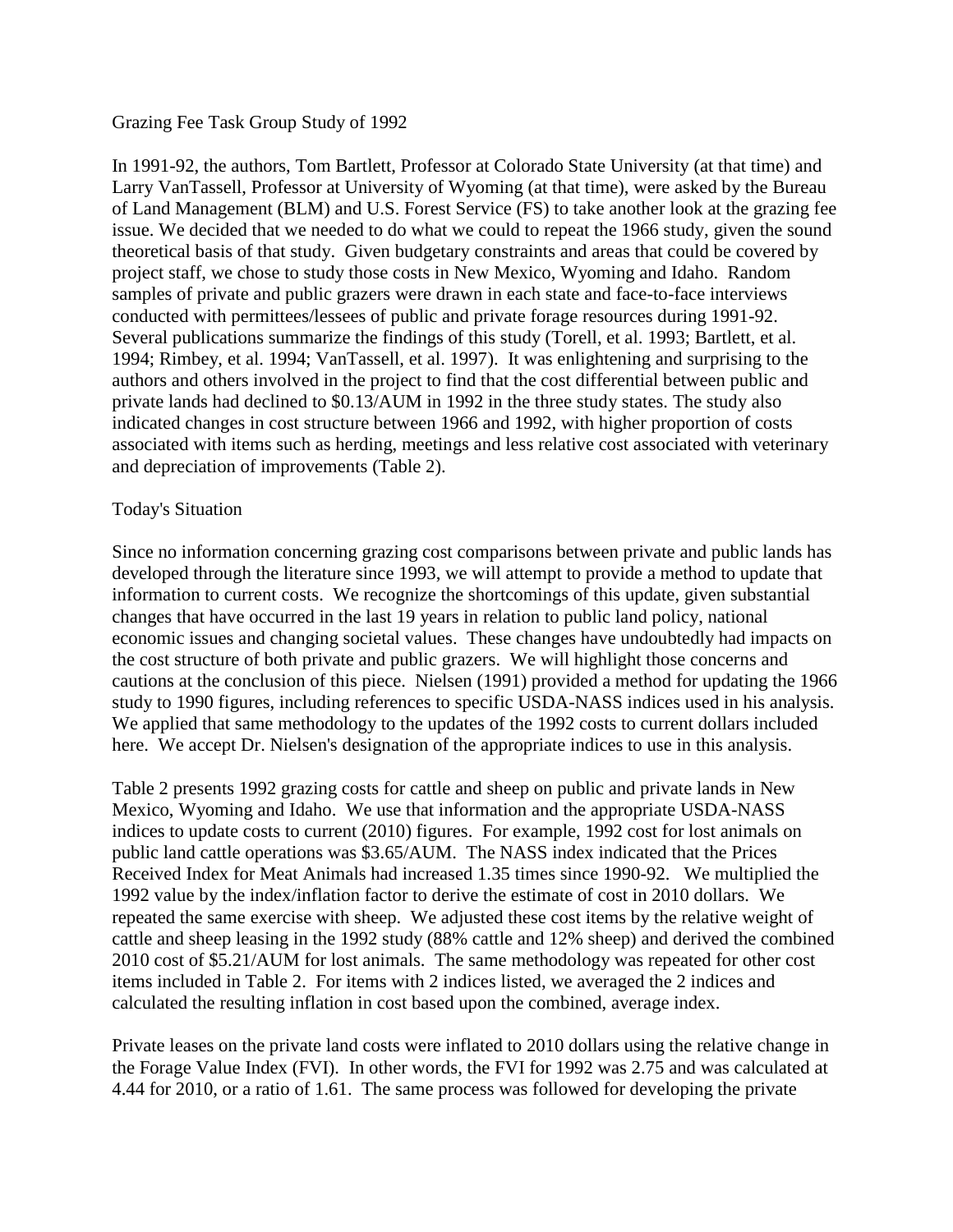## Grazing Fee Task Group Study of 1992

In 1991-92, the authors, Tom Bartlett, Professor at Colorado State University (at that time) and Larry VanTassell, Professor at University of Wyoming (at that time), were asked by the Bureau of Land Management (BLM) and U.S. Forest Service (FS) to take another look at the grazing fee issue. We decided that we needed to do what we could to repeat the 1966 study, given the sound theoretical basis of that study. Given budgetary constraints and areas that could be covered by project staff, we chose to study those costs in New Mexico, Wyoming and Idaho. Random samples of private and public grazers were drawn in each state and face-to-face interviews conducted with permittees/lessees of public and private forage resources during 1991-92. Several publications summarize the findings of this study (Torell, et al. 1993; Bartlett, et al. 1994; Rimbey, et al. 1994; VanTassell, et al. 1997). It was enlightening and surprising to the authors and others involved in the project to find that the cost differential between public and private lands had declined to \$0.13/AUM in 1992 in the three study states. The study also indicated changes in cost structure between 1966 and 1992, with higher proportion of costs associated with items such as herding, meetings and less relative cost associated with veterinary and depreciation of improvements (Table 2).

## Today's Situation

Since no information concerning grazing cost comparisons between private and public lands has developed through the literature since 1993, we will attempt to provide a method to update that information to current costs. We recognize the shortcomings of this update, given substantial changes that have occurred in the last 19 years in relation to public land policy, national economic issues and changing societal values. These changes have undoubtedly had impacts on the cost structure of both private and public grazers. We will highlight those concerns and cautions at the conclusion of this piece. Nielsen (1991) provided a method for updating the 1966 study to 1990 figures, including references to specific USDA-NASS indices used in his analysis. We applied that same methodology to the updates of the 1992 costs to current dollars included here. We accept Dr. Nielsen's designation of the appropriate indices to use in this analysis.

Table 2 presents 1992 grazing costs for cattle and sheep on public and private lands in New Mexico, Wyoming and Idaho. We use that information and the appropriate USDA-NASS indices to update costs to current (2010) figures. For example, 1992 cost for lost animals on public land cattle operations was \$3.65/AUM. The NASS index indicated that the Prices Received Index for Meat Animals had increased 1.35 times since 1990-92. We multiplied the 1992 value by the index/inflation factor to derive the estimate of cost in 2010 dollars. We repeated the same exercise with sheep. We adjusted these cost items by the relative weight of cattle and sheep leasing in the 1992 study (88% cattle and 12% sheep) and derived the combined 2010 cost of \$5.21/AUM for lost animals. The same methodology was repeated for other cost items included in Table 2. For items with 2 indices listed, we averaged the 2 indices and calculated the resulting inflation in cost based upon the combined, average index.

Private leases on the private land costs were inflated to 2010 dollars using the relative change in the Forage Value Index (FVI). In other words, the FVI for 1992 was 2.75 and was calculated at 4.44 for 2010, or a ratio of 1.61. The same process was followed for developing the private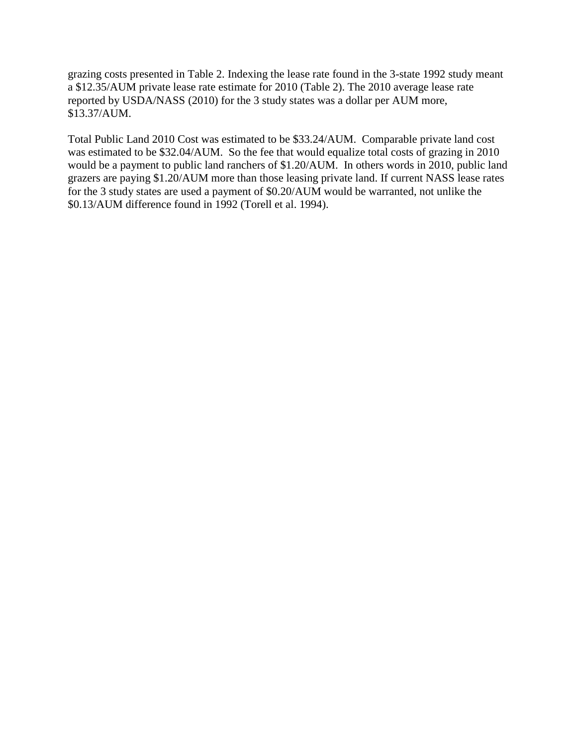grazing costs presented in Table 2. Indexing the lease rate found in the 3-state 1992 study meant a $12.35/AUM private lease rate estimate for 2010 (Table 2). The 2010 average lease rate reported by USDA/NASS (2010) for the 3 study states was a dollar per AUM more, $13.37/AUM.

Total Public Land 2010 Cost was estimated to be $33.24/AUM. Comparable private land cost was estimated to be $32.04/AUM. So the fee that would equalize total costs of grazing in 2010 would be a payment to public land ranchers of $1.20/AUM. In others words in 2010, public land grazers are paying $1.20/AUM more than those leasing private land. If current NASS lease rates for the 3 study states are used a payment of $0.20/AUM would be warranted, not unlike the $0.13/AUM difference found in 1992 (Torell et al. 1994).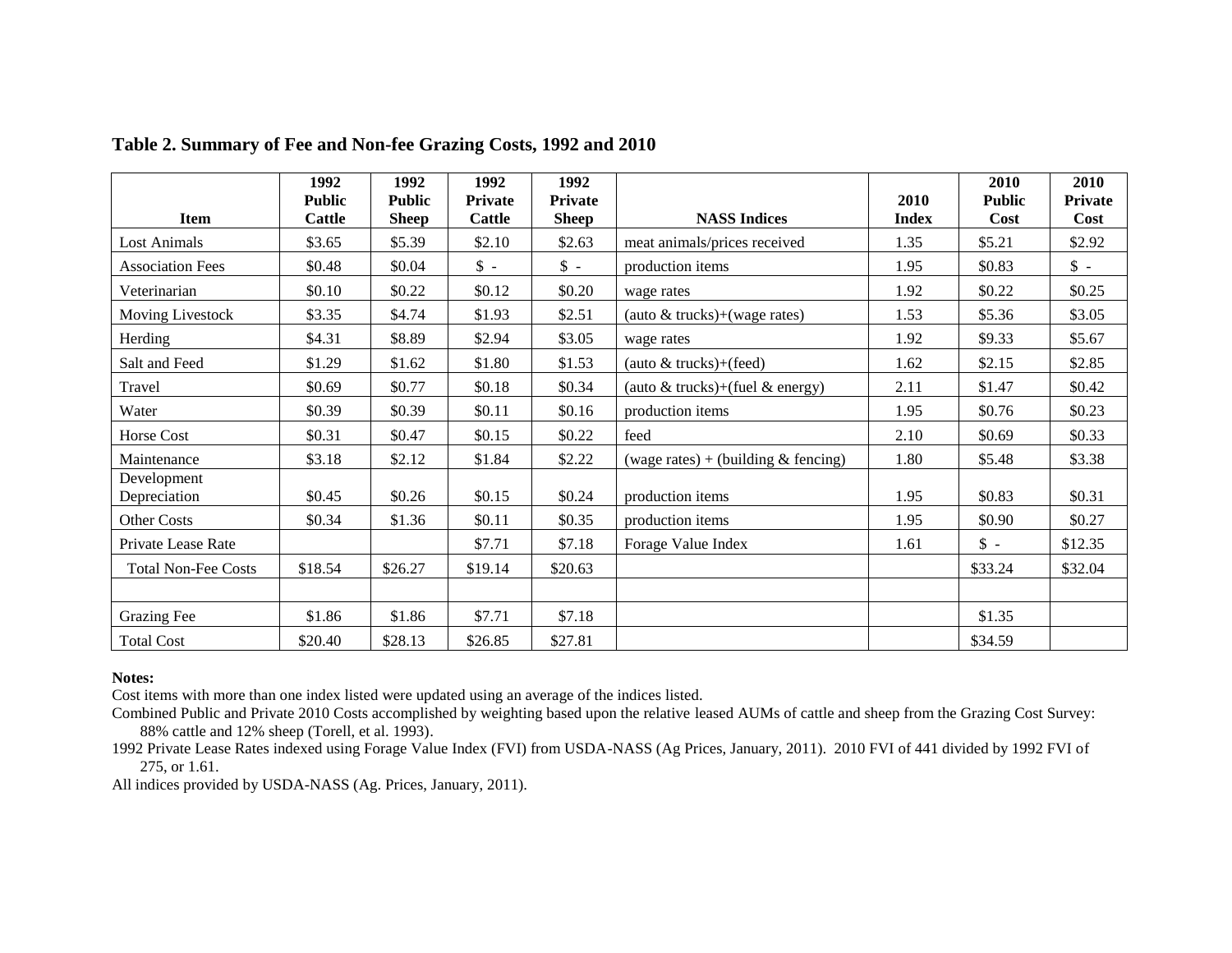**Table 2. Summary of Fee and Non-fee Grazing Costs, 1992 and 2010**

| Item | 1992 Public Cattle | 1992 Public Sheep | 1992 Private Cattle | 1992 Private Sheep | NASS Indices | 2010 Index | 2010 Public Cost | 2010 Private Cost |
|---|---|---|---|---|---|---|---|---|
| Lost Animals | $3.65 | $5.39 | $2.10 | $2.63 | meat animals/prices received | 1.35 | $5.21 | $2.92 |
| Association Fees | $0.48 | $0.04 | $ - | $ - | production items | 1.95 | $0.83 | $ - |
| Veterinarian | $0.10 | $0.22 | $0.12 | $0.20 | wage rates | 1.92 | $0.22 | $0.25 |
| Moving Livestock | $3.35 | $4.74 | $1.93 | $2.51 | (auto & trucks)+(wage rates) | 1.53 | $5.36 | $3.05 |
| Herding | $4.31 | $8.89 | $2.94 | $3.05 | wage rates | 1.92 | $9.33 | $5.67 |
| Salt and Feed | $1.29 | $1.62 | $1.80 | $1.53 | (auto & trucks)+(feed) | 1.62 | $2.15 | $2.85 |
| Travel | $0.69 | $0.77 | $0.18 | $0.34 | (auto & trucks)+(fuel & energy) | 2.11 | $1.47 | $0.42 |
| Water | $0.39 | $0.39 | $0.11 | $0.16 | production items | 1.95 | $0.76 | $0.23 |
| Horse Cost | $0.31 | $0.47 | $0.15 | $0.22 | feed | 2.10 | $0.69 | $0.33 |
| Maintenance | $3.18 | $2.12 | $1.84 | $2.22 | (wage rates) + (building & fencing) | 1.80 | $5.48 | $3.38 |
| Development Depreciation | $0.45 | $0.26 | $0.15 | $0.24 | production items | 1.95 | $0.83 | $0.31 |
| Other Costs | $0.34 | $1.36 | $0.11 | $0.35 | production items | 1.95 | $0.90 | $0.27 |
| Private Lease Rate | | | $7.71 | $7.18 | Forage Value Index | 1.61 | $ - | $12.35 |
| Total Non-Fee Costs | $18.54 | $26.27 | $19.14 | $20.63 | | | $33.24 | $32.04 |
| | | | | | | | | |
| Grazing Fee | $1.86 | $1.86 | $7.71 | $7.18 | | | $1.35 | |
| Total Cost | $20.40 | $28.13 | $26.85 | $27.81 | | | $34.59 | |

**Notes:**

Cost items with more than one index listed were updated using an average of the indices listed.

Combined Public and Private 2010 Costs accomplished by weighting based upon the relative leased AUMs of cattle and sheep from the Grazing Cost Survey: 88% cattle and 12% sheep (Torell, et al. 1993).

1992 Private Lease Rates indexed using Forage Value Index (FVI) from USDA-NASS (Ag Prices, January, 2011). 2010 FVI of 441 divided by 1992 FVI of 275, or 1.61.

All indices provided by USDA-NASS (Ag. Prices, January, 2011).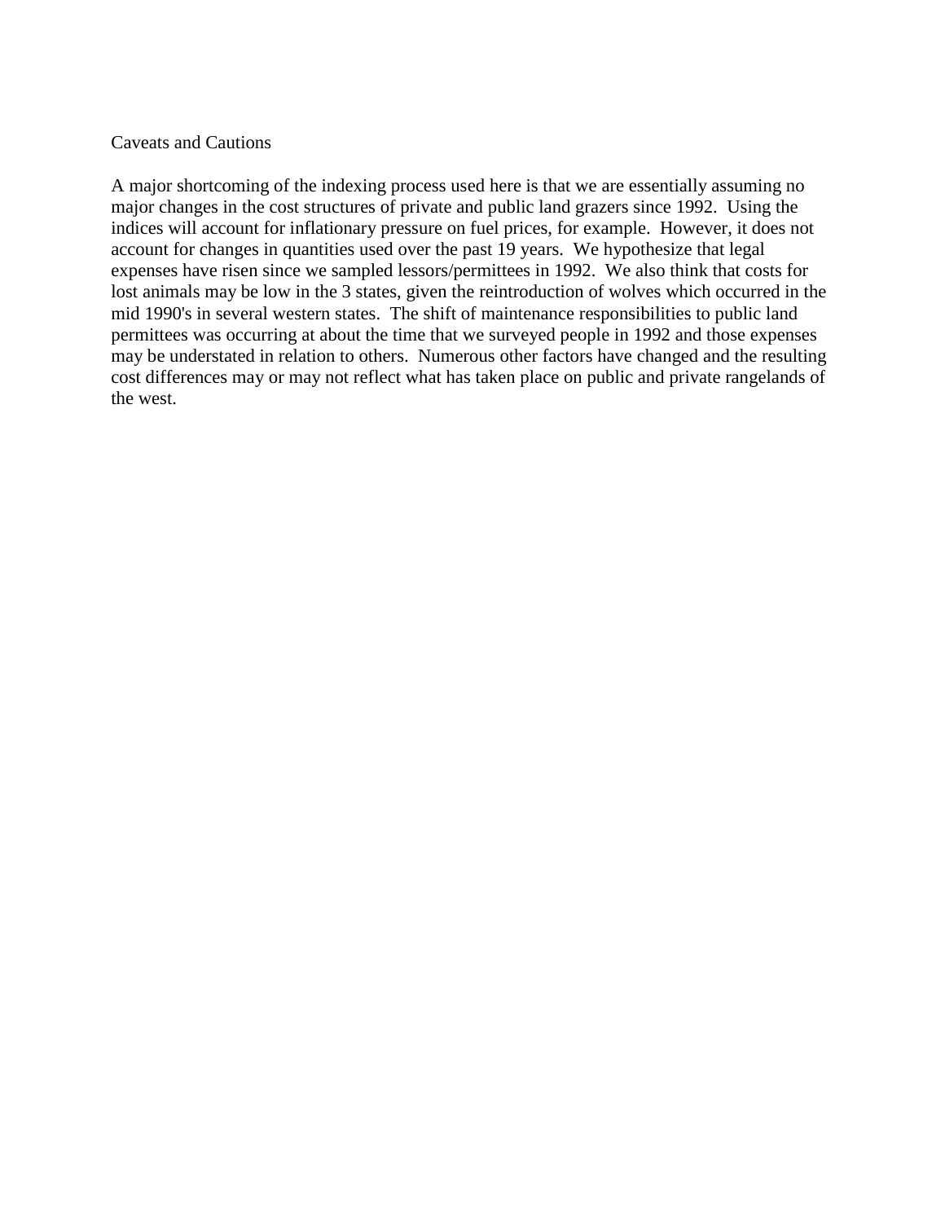## Caveats and Cautions

A major shortcoming of the indexing process used here is that we are essentially assuming no major changes in the cost structures of private and public land grazers since 1992. Using the indices will account for inflationary pressure on fuel prices, for example. However, it does not account for changes in quantities used over the past 19 years. We hypothesize that legal expenses have risen since we sampled lessors/permittees in 1992. We also think that costs for lost animals may be low in the 3 states, given the reintroduction of wolves which occurred in the mid 1990's in several western states. The shift of maintenance responsibilities to public land permittees was occurring at about the time that we surveyed people in 1992 and those expenses may be understated in relation to others. Numerous other factors have changed and the resulting cost differences may or may not reflect what has taken place on public and private rangelands of the west.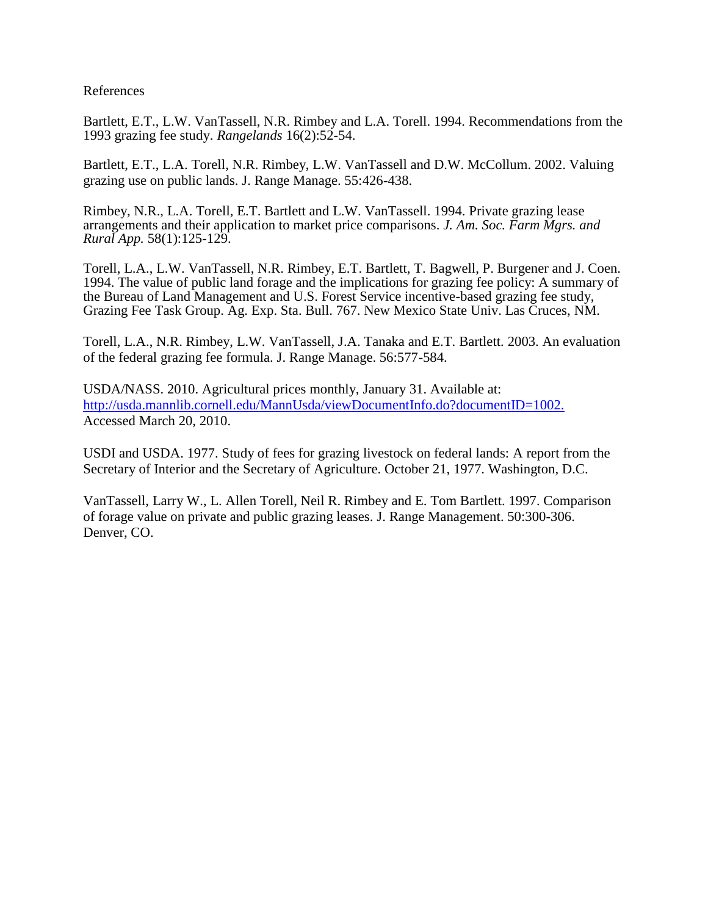# References

Bartlett, E.T., L.W. VanTassell, N.R. Rimbey and L.A. Torell. 1994. Recommendations from the 1993 grazing fee study. *Rangelands* 16(2):52-54.

Bartlett, E.T., L.A. Torell, N.R. Rimbey, L.W. VanTassell and D.W. McCollum. 2002. Valuing grazing use on public lands. J. Range Manage. 55:426-438.

Rimbey, N.R., L.A. Torell, E.T. Bartlett and L.W. VanTassell. 1994. Private grazing lease arrangements and their application to market price comparisons. *J. Am. Soc. Farm Mgrs. and Rural App.* 58(1):125-129.

Torell, L.A., L.W. VanTassell, N.R. Rimbey, E.T. Bartlett, T. Bagwell, P. Burgener and J. Coen. 1994. The value of public land forage and the implications for grazing fee policy: A summary of the Bureau of Land Management and U.S. Forest Service incentive-based grazing fee study, Grazing Fee Task Group. Ag. Exp. Sta. Bull. 767. New Mexico State Univ. Las Cruces, NM.

Torell, L.A., N.R. Rimbey, L.W. VanTassell, J.A. Tanaka and E.T. Bartlett. 2003. An evaluation of the federal grazing fee formula. J. Range Manage. 56:577-584.

USDA/NASS. 2010. Agricultural prices monthly, January 31. Available at: [http://usda.mannlib.cornell.edu/MannUsda/viewDocumentInfo.do?documentID=1002.](http://usda.mannlib.cornell.edu/MannUsda/viewDocumentInfo.do?documentID=1002) Accessed March 20, 2010.

USDI and USDA. 1977. Study of fees for grazing livestock on federal lands: A report from the Secretary of Interior and the Secretary of Agriculture. October 21, 1977. Washington, D.C.

VanTassell, Larry W., L. Allen Torell, Neil R. Rimbey and E. Tom Bartlett. 1997. Comparison of forage value on private and public grazing leases. J. Range Management. 50:300-306. Denver, CO.